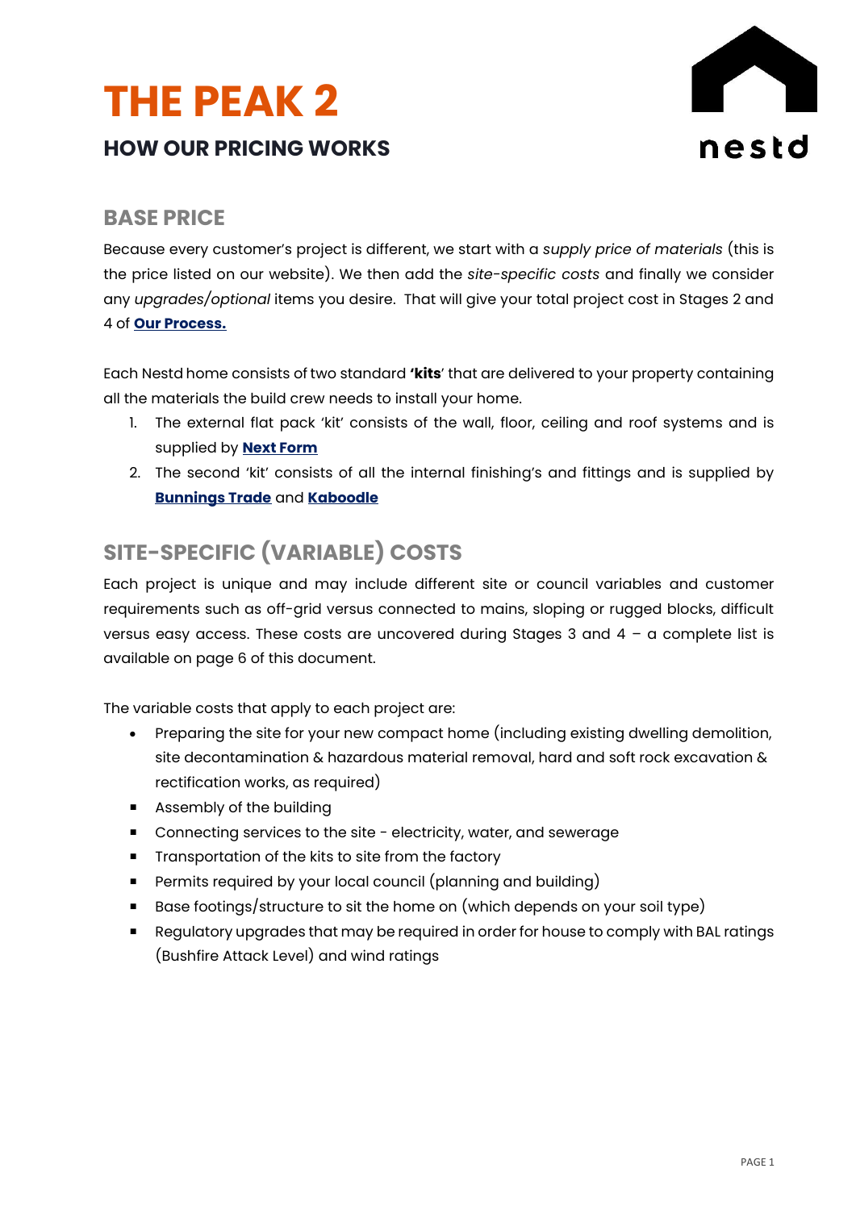# THE PEAK 2

## HOW OUR PRICING WORKS

nestd

### BASE PRICE

Because every customer's project is different, we start with a *supply price of materials* (this is the price listed on our website). We then add the *site-specific costs* and finally we consider any *upgrades/optional* items you desire. That will give your total project cost in Stages 2 and 4 of **Our Process.**

Each Nestd home consists of two standard **'kits'** that are delivered to your property containing all the materials the build crew needs to install your home.

1. The external flat pack 'kit' consists of the wall, floor, ceiling and roof systems and is supplied by **Next Form**
2. The second 'kit' consists of all the internal finishing's and fittings and is supplied by **Bunnings Trade** and **Kaboodle**

## SITE-SPECIFIC (VARIABLE) COSTS

Each project is unique and may include different site or council variables and customer requirements such as off-grid versus connected to mains, sloping or rugged blocks, difficult versus easy access. These costs are uncovered during Stages 3 and 4 – a complete list is available on page 6 of this document.

The variable costs that apply to each project are:

- Preparing the site for your new compact home (including existing dwelling demolition, site decontamination & hazardous material removal, hard and soft rock excavation & rectification works, as required)
- Assembly of the building
- Connecting services to the site - electricity, water, and sewerage
- Transportation of the kits to site from the factory
- Permits required by your local council (planning and building)
- Base footings/structure to sit the home on (which depends on your soil type)
- Regulatory upgrades that may be required in order for house to comply with BAL ratings (Bushfire Attack Level) and wind ratings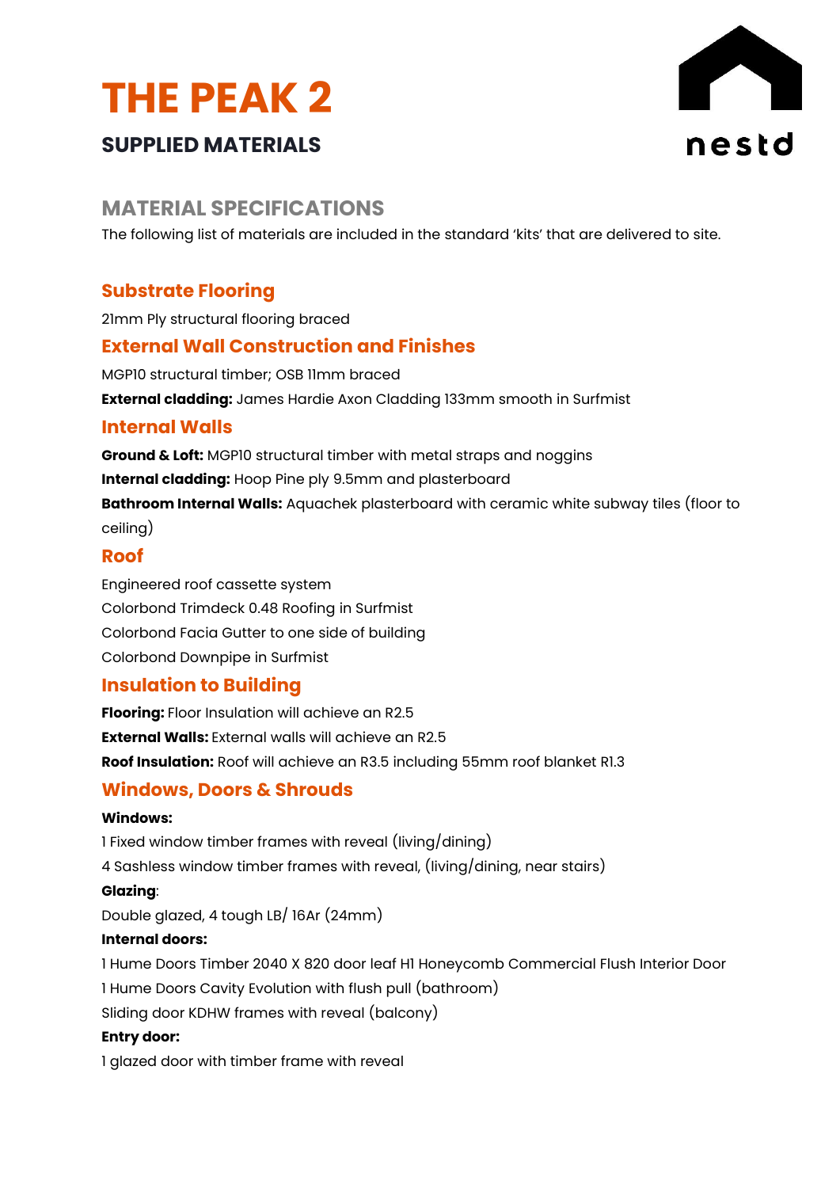# THE PEAK 2

## SUPPLIED MATERIALS

nestd

## MATERIAL SPECIFICATIONS

The following list of materials are included in the standard 'kits' that are delivered to site.

### Substrate Flooring

21mm Ply structural flooring braced

### External Wall Construction and Finishes

MGP10 structural timber; OSB 11mm braced

**External cladding:** James Hardie Axon Cladding 133mm smooth in Surfmist

### Internal Walls

**Ground & Loft:** MGP10 structural timber with metal straps and noggins

**Internal cladding:** Hoop Pine ply 9.5mm and plasterboard

**Bathroom Internal Walls:** Aquachek plasterboard with ceramic white subway tiles (floor to ceiling)

### Roof

Engineered roof cassette system

Colorbond Trimdeck 0.48 Roofing in Surfmist

Colorbond Facia Gutter to one side of building

Colorbond Downpipe in Surfmist

### Insulation to Building

**Flooring:** Floor Insulation will achieve an R2.5

**External Walls:** External walls will achieve an R2.5

**Roof Insulation:** Roof will achieve an R3.5 including 55mm roof blanket R1.3

### Windows, Doors & Shrouds

**Windows:**

1 Fixed window timber frames with reveal (living/dining)

4 Sashless window timber frames with reveal, (living/dining, near stairs)

**Glazing**:

Double glazed, 4 tough LB/ 16Ar (24mm)

**Internal doors:**

1 Hume Doors Timber 2040 X 820 door leaf H1 Honeycomb Commercial Flush Interior Door

1 Hume Doors Cavity Evolution with flush pull (bathroom)

Sliding door KDHW frames with reveal (balcony)

**Entry door:**

1 glazed door with timber frame with reveal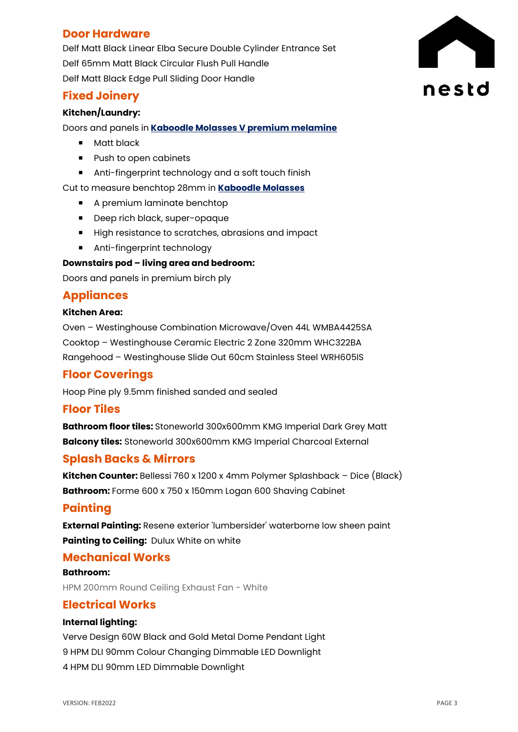## Door Hardware

Delf Matt Black Linear Elba Secure Double Cylinder Entrance Set

Delf 65mm Matt Black Circular Flush Pull Handle

Delf Matt Black Edge Pull Sliding Door Handle

## Fixed Joinery

**Kitchen/Laundry:**

Doors and panels in **Kaboodle Molasses V premium melamine**

- Matt black
- Push to open cabinets
- Anti-fingerprint technology and a soft touch finish

Cut to measure benchtop 28mm in **Kaboodle Molasses**

- A premium laminate benchtop
- Deep rich black, super-opaque
- High resistance to scratches, abrasions and impact
- Anti-fingerprint technology

**Downstairs pod – living area and bedroom:**

Doors and panels in premium birch ply

## Appliances

**Kitchen Area:**

Oven – Westinghouse Combination Microwave/Oven 44L WMBA4425SA

Cooktop – Westinghouse Ceramic Electric 2 Zone 320mm WHC322BA

Rangehood – Westinghouse Slide Out 60cm Stainless Steel WRH605IS

## Floor Coverings

Hoop Pine ply 9.5mm finished sanded and sealed

## Floor Tiles

**Bathroom floor tiles:** Stoneworld 300x600mm KMG Imperial Dark Grey Matt

**Balcony tiles:** Stoneworld 300x600mm KMG Imperial Charcoal External

## Splash Backs & Mirrors

**Kitchen Counter:** Bellessi 760 x 1200 x 4mm Polymer Splashback – Dice (Black)

**Bathroom:** Forme 600 x 750 x 150mm Logan 600 Shaving Cabinet

## Painting

**External Painting:** Resene exterior 'lumbersider' waterborne low sheen paint

**Painting to Ceiling:** Dulux White on white

## Mechanical Works

**Bathroom:**

HPM 200mm Round Ceiling Exhaust Fan - White

## Electrical Works

**Internal lighting:**

Verve Design 60W Black and Gold Metal Dome Pendant Light

9 HPM DLI 90mm Colour Changing Dimmable LED Downlight

4 HPM DLI 90mm LED Dimmable Downlight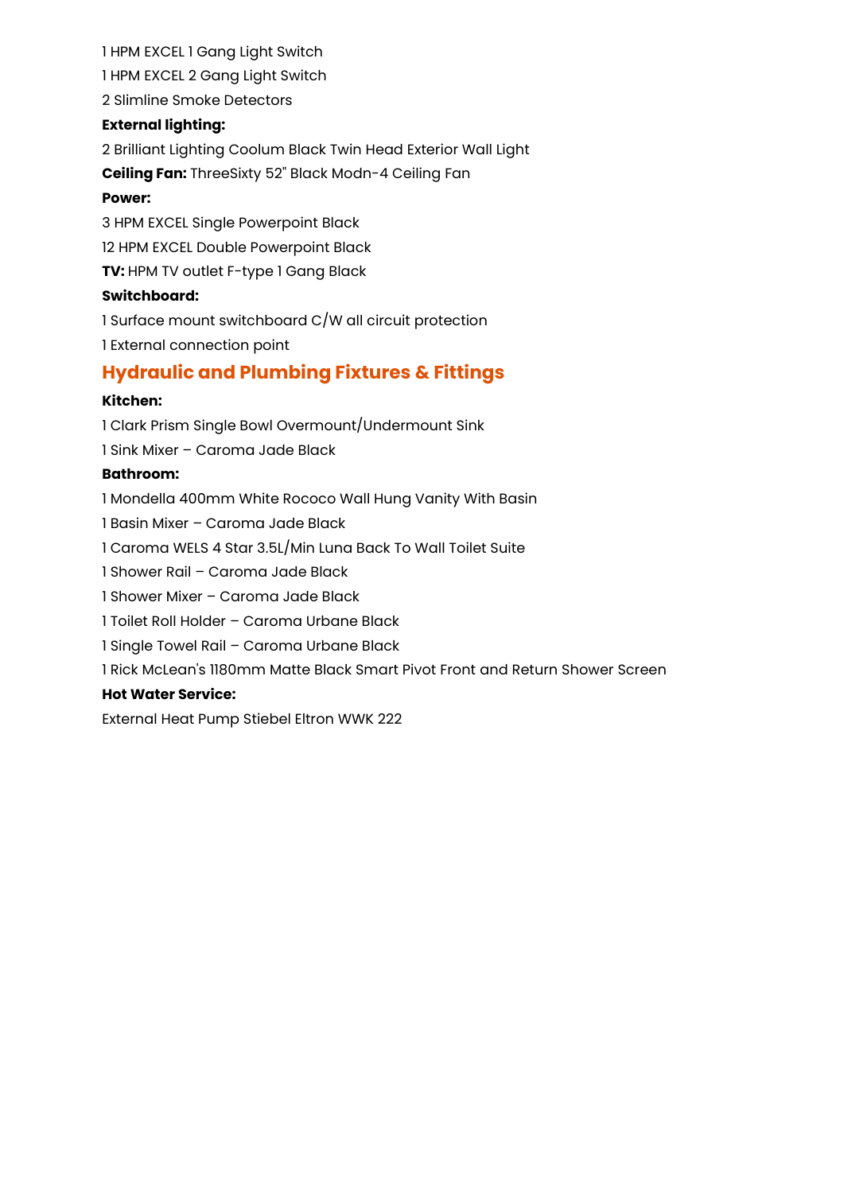1 HPM EXCEL 1 Gang Light Switch

1 HPM EXCEL 2 Gang Light Switch

2 Slimline Smoke Detectors

**External lighting:**

2 Brilliant Lighting Coolum Black Twin Head Exterior Wall Light

**Ceiling Fan:** ThreeSixty 52" Black Modn-4 Ceiling Fan

**Power:**

3 HPM EXCEL Single Powerpoint Black

12 HPM EXCEL Double Powerpoint Black

**TV:** HPM TV outlet F-type 1 Gang Black

**Switchboard:**

1 Surface mount switchboard C/W all circuit protection

1 External connection point

## Hydraulic and Plumbing Fixtures & Fittings

**Kitchen:**

1 Clark Prism Single Bowl Overmount/Undermount Sink

1 Sink Mixer – Caroma Jade Black

**Bathroom:**

1 Mondella 400mm White Rococo Wall Hung Vanity With Basin

1 Basin Mixer – Caroma Jade Black

1 Caroma WELS 4 Star 3.5L/Min Luna Back To Wall Toilet Suite

1 Shower Rail – Caroma Jade Black

1 Shower Mixer – Caroma Jade Black

1 Toilet Roll Holder – Caroma Urbane Black

1 Single Towel Rail – Caroma Urbane Black

1 Rick McLean's 1180mm Matte Black Smart Pivot Front and Return Shower Screen

**Hot Water Service:**

External Heat Pump Stiebel Eltron WWK 222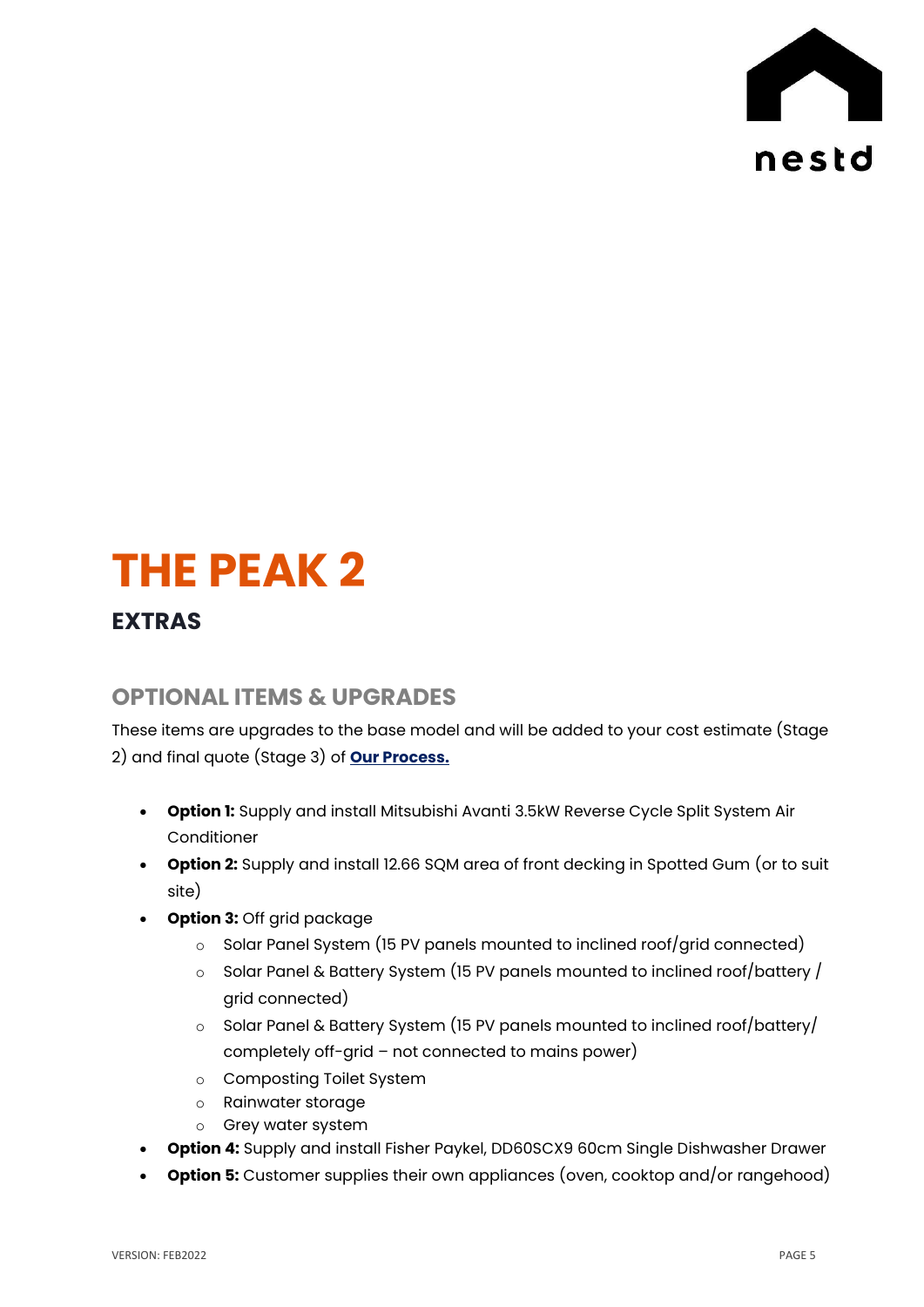# THE PEAK 2

## EXTRAS

### OPTIONAL ITEMS & UPGRADES

These items are upgrades to the base model and will be added to your cost estimate (Stage 2) and final quote (Stage 3) of **Our Process.**

- **Option 1:** Supply and install Mitsubishi Avanti 3.5kW Reverse Cycle Split System Air Conditioner
- **Option 2:** Supply and install 12.66 SQM area of front decking in Spotted Gum (or to suit site)
- **Option 3:** Off grid package
    - Solar Panel System (15 PV panels mounted to inclined roof/grid connected)
    - Solar Panel & Battery System (15 PV panels mounted to inclined roof/battery / grid connected)
    - Solar Panel & Battery System (15 PV panels mounted to inclined roof/battery/ completely off-grid – not connected to mains power)
    - Composting Toilet System
    - Rainwater storage
    - Grey water system
- **Option 4:** Supply and install Fisher Paykel, DD60SCX9 60cm Single Dishwasher Drawer
- **Option 5:** Customer supplies their own appliances (oven, cooktop and/or rangehood)

VERSION: FEB2022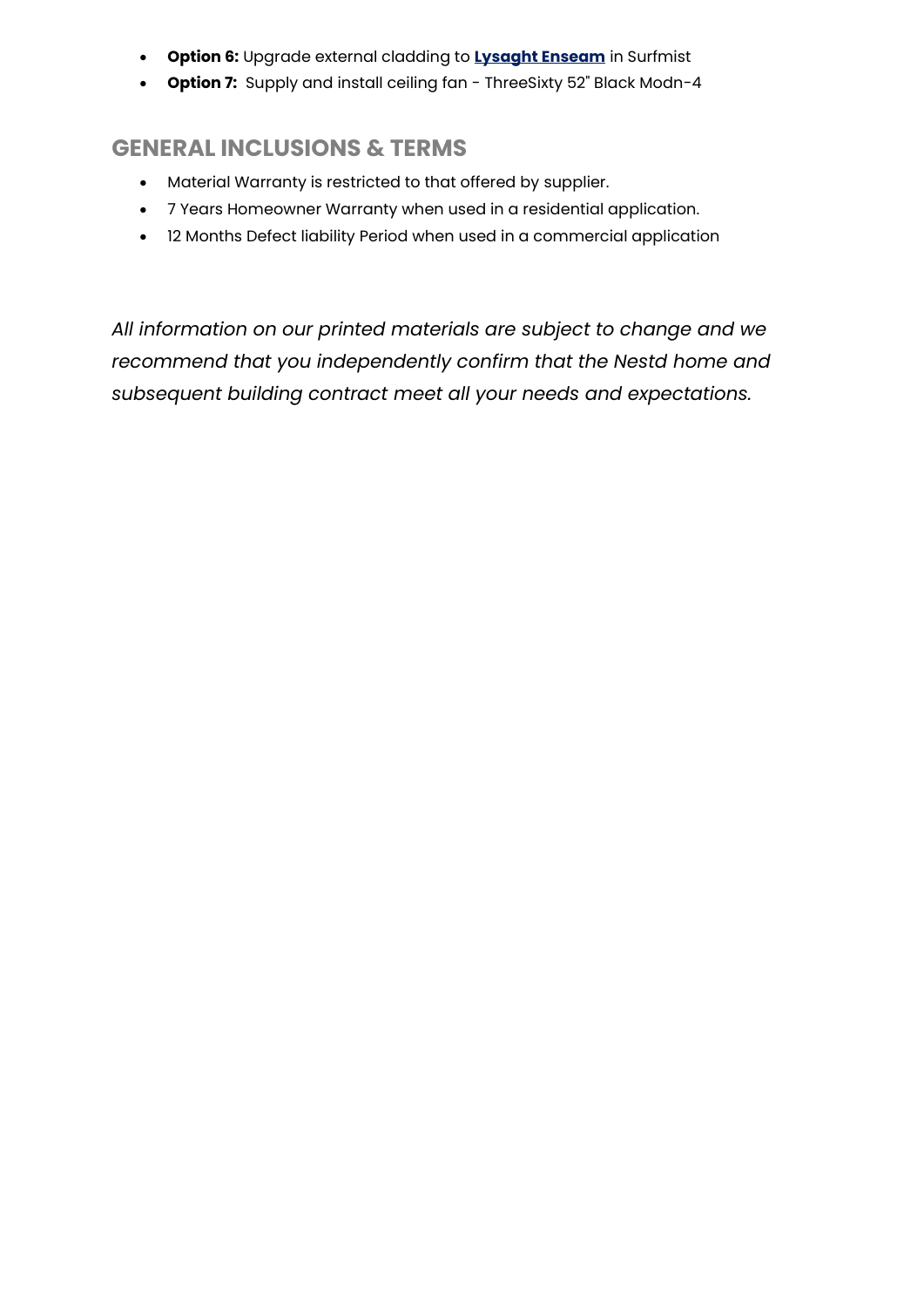- **Option 6:** Upgrade external cladding to **Lysaght Enseam** in Surfmist
- **Option 7:** Supply and install ceiling fan - ThreeSixty 52" Black Modn-4

## GENERAL INCLUSIONS & TERMS

- Material Warranty is restricted to that offered by supplier.
- 7 Years Homeowner Warranty when used in a residential application.
- 12 Months Defect liability Period when used in a commercial application

*All information on our printed materials are subject to change and we recommend that you independently confirm that the Nestd home and subsequent building contract meet all your needs and expectations.*